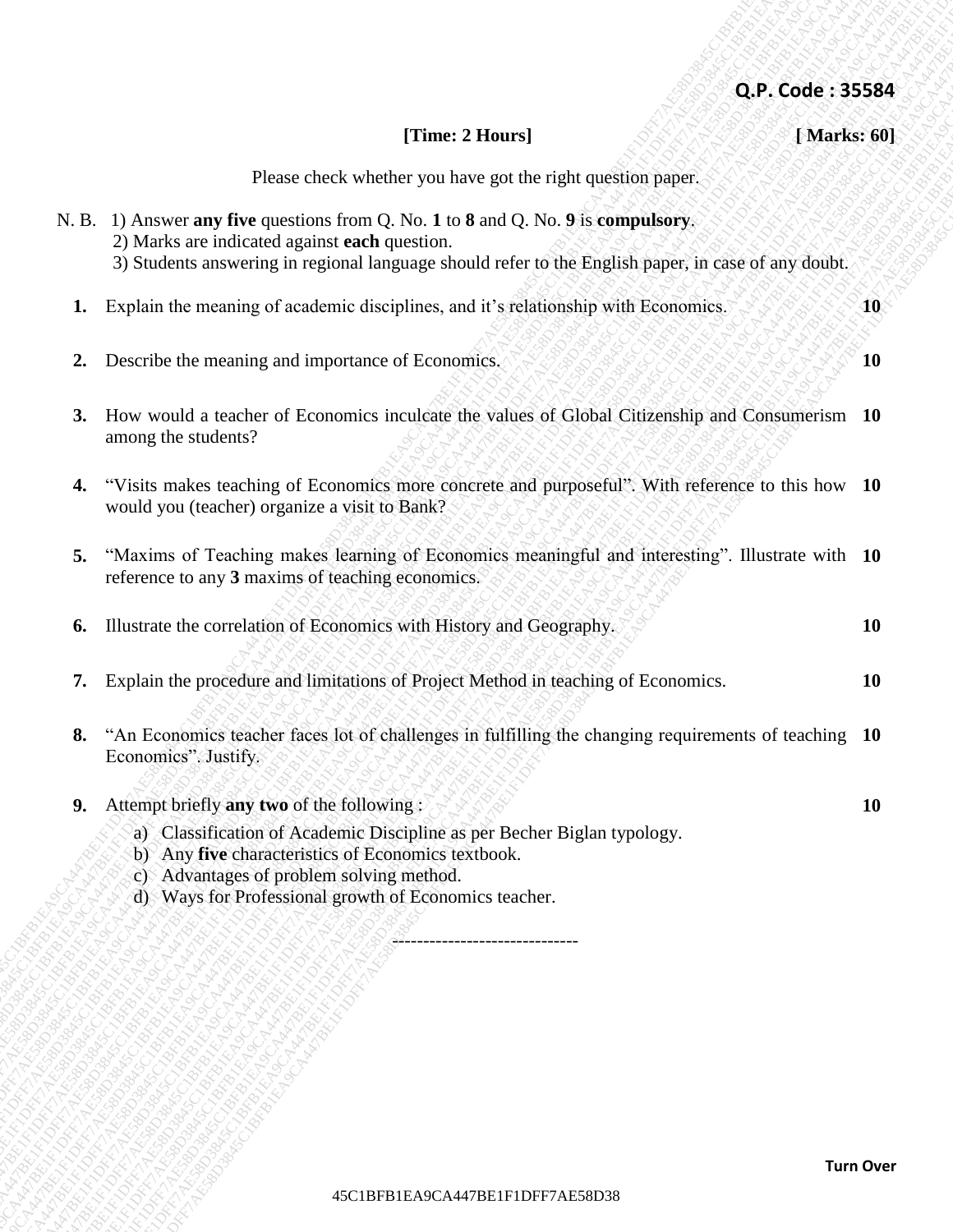**Q.P. Code : 35584**

**[Time: 2 Hours]** **[ Marks: 60]**

Please check whether you have got the right question paper.

N. B. 1) Answer **any five** questions from Q. No. **1** to **8** and Q. No. **9** is **compulsory**.
2) Marks are indicated against **each** question.
3) Students answering in regional language should refer to the English paper, in case of any doubt.

| | | |
|---|---|---|
| **1.** | Explain the meaning of academic disciplines, and it's relationship with Economics. | **10** |
| **2.** | Describe the meaning and importance of Economics. | **10** |
| **3.** | How would a teacher of Economics inculcate the values of Global Citizenship and Consumerism among the students? | **10** |
| **4.** | "Visits makes teaching of Economics more concrete and purposeful". With reference to this how would you (teacher) organize a visit to Bank? | **10** |
| **5.** | "Maxims of Teaching makes learning of Economics meaningful and interesting". Illustrate with reference to any **3** maxims of teaching economics. | **10** |
| **6.** | Illustrate the correlation of Economics with History and Geography. | **10** |
| **7.** | Explain the procedure and limitations of Project Method in teaching of Economics. | **10** |
| **8.** | "An Economics teacher faces lot of challenges in fulfilling the changing requirements of teaching Economics". Justify. | **10** |
| **9.** | Attempt briefly **any two** of the following :<br>a) Classification of Academic Discipline as per Becher Biglan typology.<br>b) Any **five** characteristics of Economics textbook.<br>c) Advantages of problem solving method.<br>d) Ways for Professional growth of Economics teacher. | **10** |

------------------------------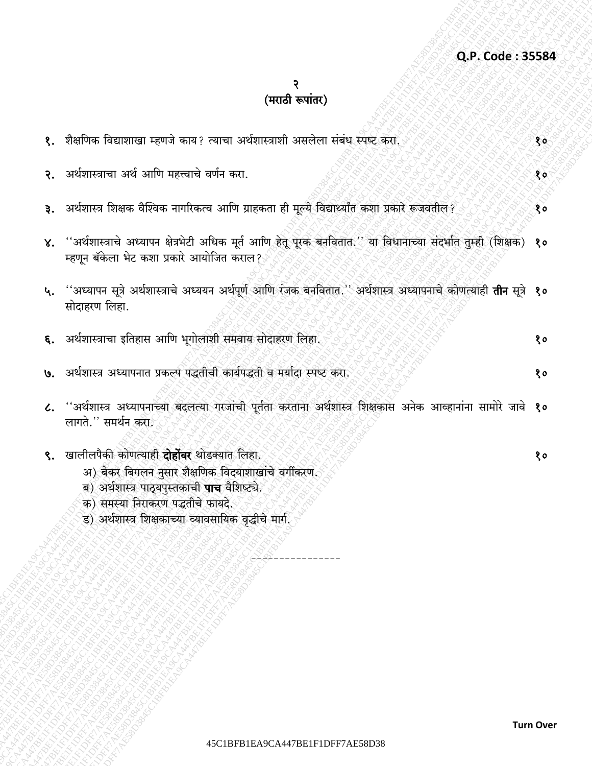(मराठी रूपांतर)

१. शैक्षणिक विद्याशाखा म्हणजे काय? त्याचा अर्थशास्त्राशी असलेला संबंध स्पष्ट करा. १०

२. अर्थशास्त्राचा अर्थ आणि महत्त्वाचे वर्णन करा. १०

३. अर्थशास्त्र शिक्षक वैश्विक नागरिकत्व आणि ग्राहकता ही मूल्ये विद्यार्थ्यांत कशा प्रकारे रूजवतील? १०

४. ''अर्थशास्त्राचे अध्यापन क्षेत्रभेटी अधिक मूर्त आणि हेतू पूरक बनवितात.'' या विधानाच्या संदर्भात तुम्ही (शिक्षक) म्हणून बॅकेला भेट कशा प्रकारे आयोजित कराल? १०

५. ''अध्यापन सूत्रे अर्थशास्त्राचे अध्ययन अर्थपूर्ण आणि रंजक बनवितात.'' अर्थशास्त्र अध्यापनाचे कोणत्याही **तीन** सूत्रे सोदाहरण लिहा. १०

६. अर्थशास्त्राचा इतिहास आणि भूगोलाशी समवाय सोदाहरण लिहा. १०

७. अर्थशास्त्र अध्यापनात प्रकल्प पद्धतीची कार्यपद्धती व मर्यादा स्पष्ट करा. १०

८. ''अर्थशास्त्र अध्यापनाच्या बदलत्या गरजांची पूर्तता करताना अर्थशास्त्र शिक्षकास अनेक आव्हानांना सामोरे जावे लागते.'' समर्थन करा. १०

९. खालीलपैकी कोणत्याही **दोहोंवर** थोडक्यात लिहा. १०

अ) बेकर बिगलन नुसार शैक्षणिक विद्याशाखांचे वर्गीकरण.

ब) अर्थशास्त्र पाठ्यपुस्तकाची **पाच** वैशिष्ट्ये.

क) समस्या निराकरण पद्धतीचे फायदे.

ड) अर्थशास्त्र शिक्षकाच्या व्यावसायिक वृद्धीचे मार्ग.

---------------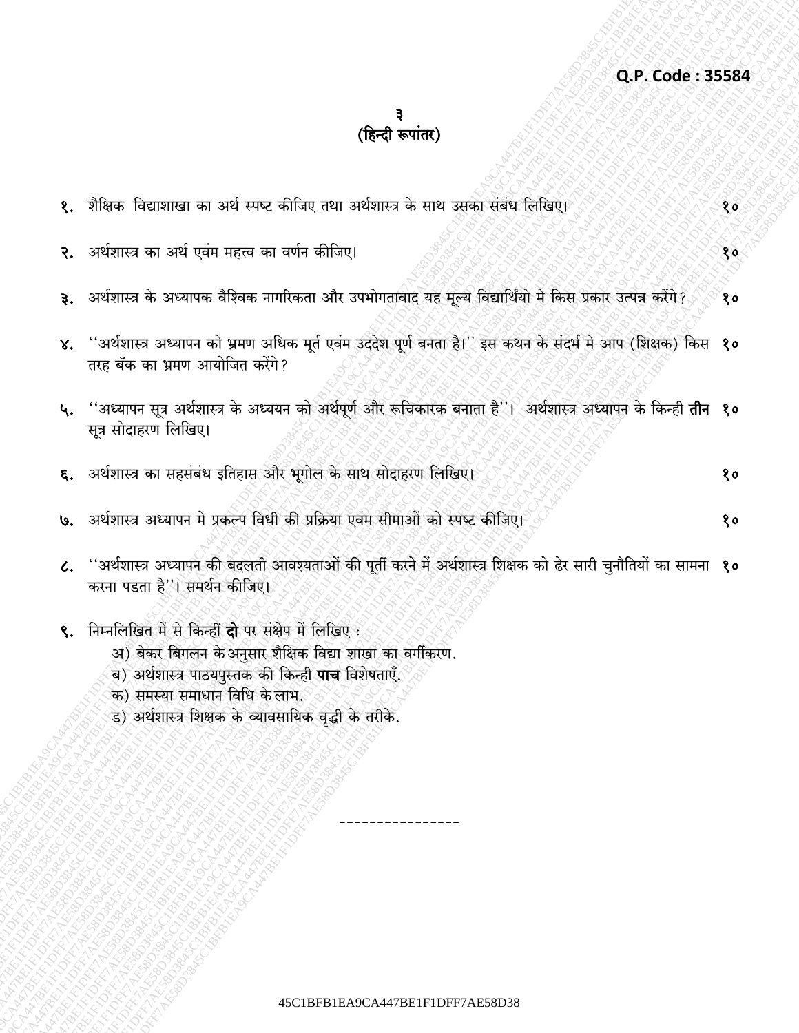**Q.P. Code : 35584**

(हिन्दी रूपांतर)

१. शैक्षिक विद्याशाखा का अर्थ स्पष्ट कीजिए तथा अर्थशास्त्र के साथ उसका संबंध लिखिए। १०

२. अर्थशास्त्र का अर्थ एवंम महत्त्व का वर्णन कीजिए। १०

३. अर्थशास्त्र के अध्यापक वैश्विक नागरिकता और उपभोगतावाद यह मूल्य विद्यार्थियो मे किस प्रकार उत्पन्न करेंगे? १०

४. ''अर्थशास्त्र अध्यापन को भ्रमण अधिक मूर्त एवंम उद्देश पूर्ण बनता है।'' इस कथन के संदर्भ मे आप (शिक्षक) किस तरह बॅंक का भ्रमण आयोजित करेंगे? १०

५. ''अध्यापन सूत्र अर्थशास्त्र के अध्ययन को अर्थपूर्ण और रूचिकारक बनाता है''। अर्थशास्त्र अध्यापन के किन्ही **तीन** सूत्र सोदाहरण लिखिए। १०

६. अर्थशास्त्र का सहसंबंध इतिहास और भूगोल के साथ सोदाहरण लिखिए। १०

७. अर्थशास्त्र अध्यापन मे प्रकल्प विधी की प्रक्रिया एवंम सीमाओं को स्पष्ट कीजिए। १०

८. ''अर्थशास्त्र अध्यापन की बदलती आवश्यताओं की पूर्ती करने में अर्थशास्त्र शिक्षक को ढेर सारी चुनौतियों का सामना करना पडता है''। समर्थन कीजिए। १०

९. निम्नलिखित में से किन्हीं **दो** पर संक्षेप में लिखिए :
   - अ) बेकर बिगलन के अनुसार शैक्षिक विद्या शाखा का वर्गीकरण.
   - ब) अर्थशास्त्र पाठयपुस्तक की किन्ही **पाच** विशेषताएँ.
   - क) समस्या समाधान विधि के लाभ.
   - ड) अर्थशास्त्र शिक्षक के व्यावसायिक वृद्धी के तरीके.

----------------